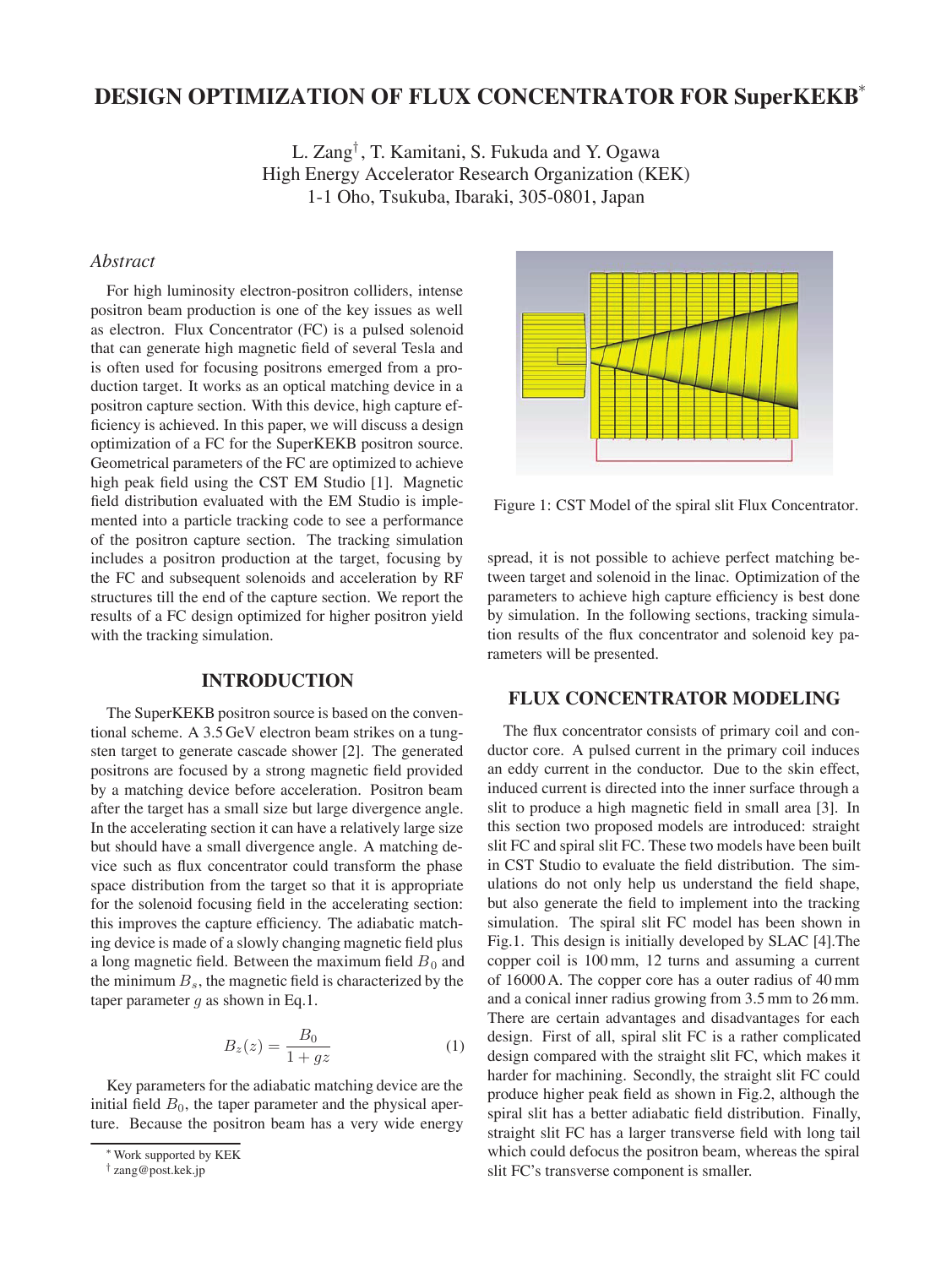# DESIGN OPTIMIZATION OF FLUX CONCENTRATOR FOR SuperKEKB*

L. Zang†, T. Kamitani, S. Fukuda and Y. Ogawa
High Energy Accelerator Research Organization (KEK)
1-1 Oho, Tsukuba, Ibaraki, 305-0801, Japan

## *Abstract*

For high luminosity electron-positron colliders, intense positron beam production is one of the key issues as well as electron. Flux Concentrator (FC) is a pulsed solenoid that can generate high magnetic field of several Tesla and is often used for focusing positrons emerged from a production target. It works as an optical matching device in a positron capture section. With this device, high capture efficiency is achieved. In this paper, we will discuss a design optimization of a FC for the SuperKEKB positron source. Geometrical parameters of the FC are optimized to achieve high peak field using the CST EM Studio [1]. Magnetic field distribution evaluated with the EM Studio is implemented into a particle tracking code to see a performance of the positron capture section. The tracking simulation includes a positron production at the target, focusing by the FC and subsequent solenoids and acceleration by RF structures till the end of the capture section. We report the results of a FC design optimized for higher positron yield with the tracking simulation.

## INTRODUCTION

The SuperKEKB positron source is based on the conventional scheme. A 3.5 GeV electron beam strikes on a tungsten target to generate cascade shower [2]. The generated positrons are focused by a strong magnetic field provided by a matching device before acceleration. Positron beam after the target has a small size but large divergence angle. In the accelerating section it can have a relatively large size but should have a small divergence angle. A matching device such as flux concentrator could transform the phase space distribution from the target so that it is appropriate for the solenoid focusing field in the accelerating section: this improves the capture efficiency. The adiabatic matching device is made of a slowly changing magnetic field plus a long magnetic field. Between the maximum field $B_0$ and the minimum $B_s$, the magnetic field is characterized by the taper parameter $g$ as shown in Eq.1.

$$B_z(z) = \frac{B_0}{1 + gz} \tag{1}$$

Key parameters for the adiabatic matching device are the initial field $B_0$, the taper parameter and the physical aperture. Because the positron beam has a very wide energy spread, it is not possible to achieve perfect matching between target and solenoid in the linac. Optimization of the parameters to achieve high capture efficiency is best done by simulation. In the following sections, tracking simulation results of the flux concentrator and solenoid key parameters will be presented.

Figure 1: CST Model of the spiral slit Flux Concentrator.

## FLUX CONCENTRATOR MODELING

The flux concentrator consists of primary coil and conductor core. A pulsed current in the primary coil induces an eddy current in the conductor. Due to the skin effect, induced current is directed into the inner surface through a slit to produce a high magnetic field in small area [3]. In this section two proposed models are introduced: straight slit FC and spiral slit FC. These two models have been built in CST Studio to evaluate the field distribution. The simulations do not only help us understand the field shape, but also generate the field to implement into the tracking simulation. The spiral slit FC model has been shown in Fig.1. This design is initially developed by SLAC [4].The copper coil is 100 mm, 12 turns and assuming a current of 16000 A. The copper core has a outer radius of 40 mm and a conical inner radius growing from 3.5 mm to 26 mm. There are certain advantages and disadvantages for each design. First of all, spiral slit FC is a rather complicated design compared with the straight slit FC, which makes it harder for machining. Secondly, the straight slit FC could produce higher peak field as shown in Fig.2, although the spiral slit has a better adiabatic field distribution. Finally, straight slit FC has a larger transverse field with long tail which could defocus the positron beam, whereas the spiral slit FC's transverse component is smaller.

* Work supported by KEK
† zang@post.kek.jp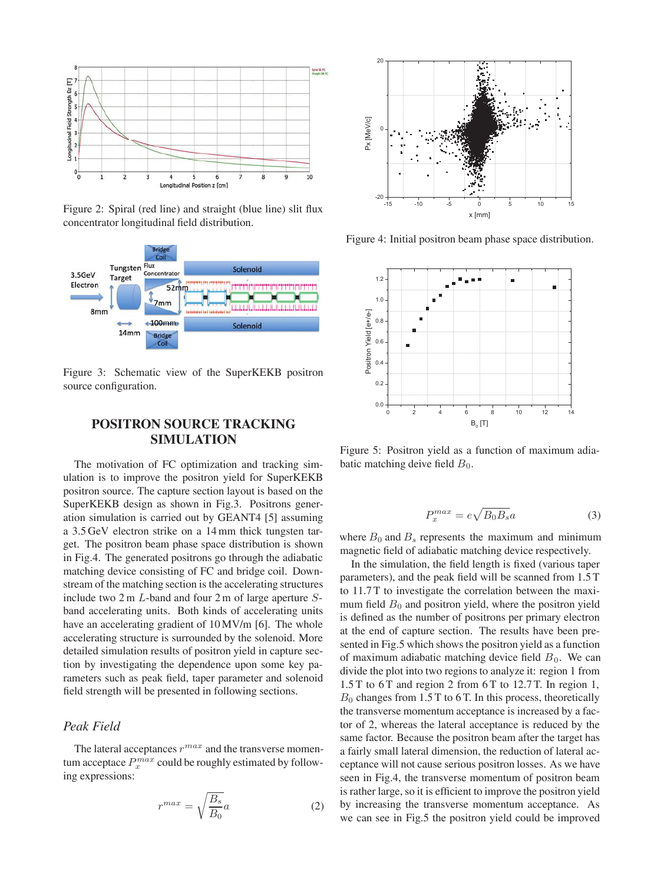Figure 2: Spiral (red line) and straight (blue line) slit flux concentrator longitudinal field distribution.

Figure 3: Schematic view of the SuperKEKB positron source configuration.

## POSITRON SOURCE TRACKING SIMULATION

The motivation of FC optimization and tracking simulation is to improve the positron yield for SuperKEKB positron source. The capture section layout is based on the SuperKEKB design as shown in Fig.3. Positrons generation simulation is carried out by GEANT4 [5] assuming a 3.5 GeV electron strike on a 14 mm thick tungsten target. The positron beam phase space distribution is shown in Fig.4. The generated positrons go through the adiabatic matching device consisting of FC and bridge coil. Downstream of the matching section is the accelerating structures include two 2 m $L$-band and four 2 m of large aperture $S$-band accelerating units. Both kinds of accelerating units have an accelerating gradient of 10 MV/m [6]. The whole accelerating structure is surrounded by the solenoid. More detailed simulation results of positron yield in capture section by investigating the dependence upon some key parameters such as peak field, taper parameter and solenoid field strength will be presented in following sections.

### *Peak Field*

The lateral acceptances $r^{max}$ and the transverse momentum acceptance $P_x^{max}$ could be roughly estimated by following expressions:

$$r^{max} = \sqrt{\frac{B_s}{B_0}}a \tag{2}$$

Figure 4: Initial positron beam phase space distribution.

Figure 5: Positron yield as a function of maximum adiabatic matching deive field $B_0$.

$$P_x^{max} = e\sqrt{B_0 B_s}a \tag{3}$$

where $B_0$ and $B_s$ represents the maximum and minimum magnetic field of adiabatic matching device respectively.

In the simulation, the field length is fixed (various taper parameters), and the peak field will be scanned from 1.5 T to 11.7 T to investigate the correlation between the maximum field $B_0$ and positron yield, where the positron yield is defined as the number of positrons per primary electron at the end of capture section. The results have been presented in Fig.5 which shows the positron yield as a function of maximum adiabatic matching device field $B_0$. We can divide the plot into two regions to analyze it: region 1 from 1.5 T to 6 T and region 2 from 6 T to 12.7 T. In region 1, $B_0$ changes from 1.5 T to 6 T. In this process, theoretically the transverse momentum acceptance is increased by a factor of 2, whereas the lateral acceptance is reduced by the same factor. Because the positron beam after the target has a fairly small lateral dimension, the reduction of lateral acceptance will not cause serious positron losses. As we have seen in Fig.4, the transverse momentum of positron beam is rather large, so it is efficient to improve the positron yield by increasing the transverse momentum acceptance. As we can see in Fig.5 the positron yield could be improved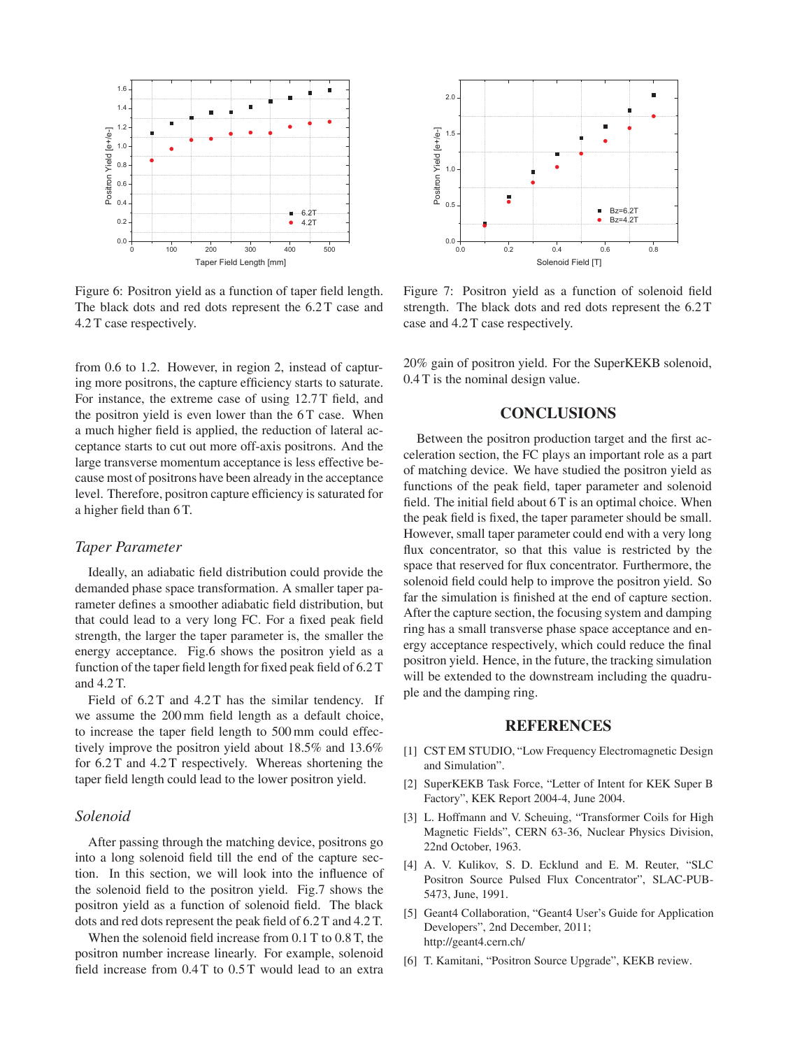Positron Yield [e+/e-]

1.6
1.4
1.2
1.0
0.8
0.6
0.4
0.2
0.0

0
100
200
300
400
500

Taper Field Length [mm]

6.2T
4.2T

Figure 6: Positron yield as a function of taper field length. The black dots and red dots represent the 6.2 T case and 4.2 T case respectively.

Positron Yield [e+/e-]

2.0
1.5
1.0
0.5
0.0

0.0
0.2
0.4
0.6
0.8

Solenoid Field [T]

Bz=6.2T
Bz=4.2T

Figure 7: Positron yield as a function of solenoid field strength. The black dots and red dots represent the 6.2 T case and 4.2 T case respectively.

from 0.6 to 1.2. However, in region 2, instead of capturing more positrons, the capture efficiency starts to saturate. For instance, the extreme case of using 12.7 T field, and the positron yield is even lower than the 6 T case. When a much higher field is applied, the reduction of lateral acceptance starts to cut out more off-axis positrons. And the large transverse momentum acceptance is less effective because most of positrons have been already in the acceptance level. Therefore, positron capture efficiency is saturated for a higher field than 6 T.

### *Taper Parameter*

Ideally, an adiabatic field distribution could provide the demanded phase space transformation. A smaller taper parameter defines a smoother adiabatic field distribution, but that could lead to a very long FC. For a fixed peak field strength, the larger the taper parameter is, the smaller the energy acceptance. Fig.6 shows the positron yield as a function of the taper field length for fixed peak field of 6.2 T and 4.2 T.

Field of 6.2 T and 4.2 T has the similar tendency. If we assume the 200 mm field length as a default choice, to increase the taper field length to 500 mm could effectively improve the positron yield about 18.5% and 13.6% for 6.2 T and 4.2 T respectively. Whereas shortening the taper field length could lead to the lower positron yield.

### *Solenoid*

After passing through the matching device, positrons go into a long solenoid field till the end of the capture section. In this section, we will look into the influence of the solenoid field to the positron yield. Fig.7 shows the positron yield as a function of solenoid field. The black dots and red dots represent the peak field of 6.2 T and 4.2 T.

When the solenoid field increase from 0.1 T to 0.8 T, the positron number increase linearly. For example, solenoid field increase from 0.4 T to 0.5 T would lead to an extra 20% gain of positron yield. For the SuperKEKB solenoid, 0.4 T is the nominal design value.

## CONCLUSIONS

Between the positron production target and the first acceleration section, the FC plays an important role as a part of matching device. We have studied the positron yield as functions of the peak field, taper parameter and solenoid field. The initial field about 6 T is an optimal choice. When the peak field is fixed, the taper parameter should be small. However, small taper parameter could end with a very long flux concentrator, so that this value is restricted by the space that reserved for flux concentrator. Furthermore, the solenoid field could help to improve the positron yield. So far the simulation is finished at the end of capture section. After the capture section, the focusing system and damping ring has a small transverse phase space acceptance and energy acceptance respectively, which could reduce the final positron yield. Hence, in the future, the tracking simulation will be extended to the downstream including the quadruple and the damping ring.

## REFERENCES

[1] CST EM STUDIO, "Low Frequency Electromagnetic Design and Simulation".

[2] SuperKEKB Task Force, "Letter of Intent for KEK Super B Factory", KEK Report 2004-4, June 2004.

[3] L. Hoffmann and V. Scheuing, "Transformer Coils for High Magnetic Fields", CERN 63-36, Nuclear Physics Division, 22nd October, 1963.

[4] A. V. Kulikov, S. D. Ecklund and E. M. Reuter, "SLC Positron Source Pulsed Flux Concentrator", SLAC-PUB-5473, June, 1991.

[5] Geant4 Collaboration, "Geant4 User's Guide for Application Developers", 2nd December, 2011; http://geant4.cern.ch/

[6] T. Kamitani, "Positron Source Upgrade", KEKB review.